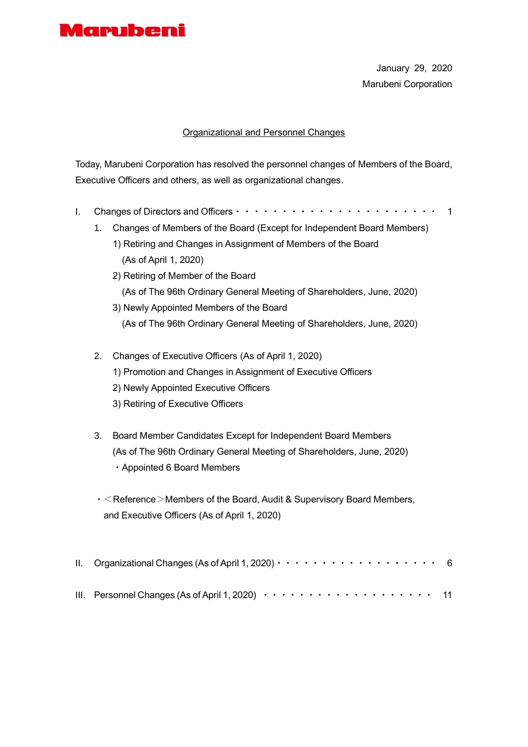Marubeni

January 29, 2020
Marubeni Corporation

# Organizational and Personnel Changes

Today, Marubeni Corporation has resolved the personnel changes of Members of the Board, Executive Officers and others, as well as organizational changes.

I. Changes of Directors and Officers・・・・・・・・・・・・・・・・・・・・・・・ 1

1. Changes of Members of the Board (Except for Independent Board Members)
   1) Retiring and Changes in Assignment of Members of the Board (As of April 1, 2020)
   2) Retiring of Member of the Board (As of The 96th Ordinary General Meeting of Shareholders, June, 2020)
   3) Newly Appointed Members of the Board (As of The 96th Ordinary General Meeting of Shareholders, June, 2020)

2. Changes of Executive Officers (As of April 1, 2020)
   1) Promotion and Changes in Assignment of Executive Officers
   2) Newly Appointed Executive Officers
   3) Retiring of Executive Officers

3. Board Member Candidates Except for Independent Board Members (As of The 96th Ordinary General Meeting of Shareholders, June, 2020)
   ・Appointed 6 Board Members

・＜Reference＞Members of the Board, Audit & Supervisory Board Members, and Executive Officers (As of April 1, 2020)

II. Organizational Changes (As of April 1, 2020)・・・・・・・・・・・・・・・・・・ 6

III. Personnel Changes (As of April 1, 2020) ・・・・・・・・・・・・・・・・・・・ 11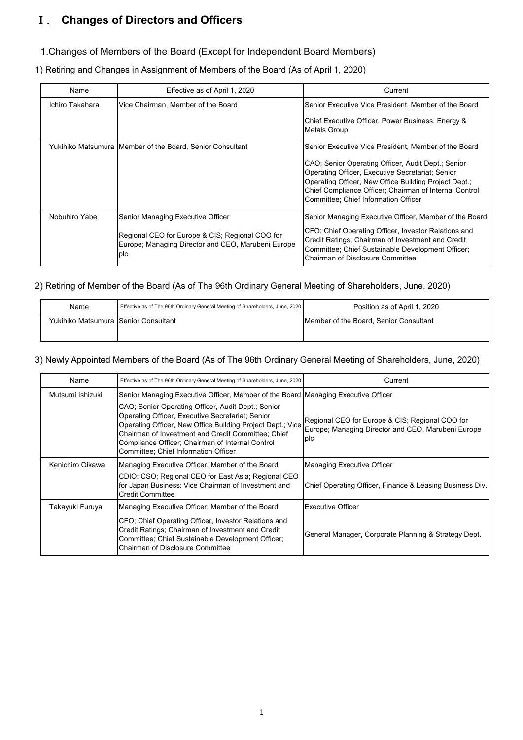# Ⅰ. Changes of Directors and Officers

## 1.Changes of Members of the Board (Except for Independent Board Members)

### 1) Retiring and Changes in Assignment of Members of the Board (As of April 1, 2020)

| Name | Effective as of April 1, 2020 | Current |
|---|---|---|
| Ichiro Takahara | Vice Chairman, Member of the Board | Senior Executive Vice President, Member of the Board<br><br>Chief Executive Officer, Power Business, Energy & Metals Group |
| Yukihiko Matsumura | Member of the Board, Senior Consultant | Senior Executive Vice President, Member of the Board<br><br>CAO; Senior Operating Officer, Audit Dept.; Senior Operating Officer, Executive Secretariat; Senior Operating Officer, New Office Building Project Dept.; Chief Compliance Officer; Chairman of Internal Control Committee; Chief Information Officer |
| Nobuhiro Yabe | Senior Managing Executive Officer<br><br>Regional CEO for Europe & CIS; Regional COO for Europe; Managing Director and CEO, Marubeni Europe plc | Senior Managing Executive Officer, Member of the Board<br><br>CFO; Chief Operating Officer, Investor Relations and Credit Ratings; Chairman of Investment and Credit Committee; Chief Sustainable Development Officer; Chairman of Disclosure Committee |

### 2) Retiring of Member of the Board (As of The 96th Ordinary General Meeting of Shareholders, June, 2020)

| Name | Effective as of The 96th Ordinary General Meeting of Shareholders, June, 2020 | Position as of April 1, 2020 |
|---|---|---|
| Yukihiko Matsumura | Senior Consultant | Member of the Board, Senior Consultant |

### 3) Newly Appointed Members of the Board (As of The 96th Ordinary General Meeting of Shareholders, June, 2020)

| Name | Effective as of The 96th Ordinary General Meeting of Shareholders, June, 2020 | Current |
|---|---|---|
| Mutsumi Ishizuki | Senior Managing Executive Officer, Member of the Board<br><br>CAO; Senior Operating Officer, Audit Dept.; Senior Operating Officer, Executive Secretariat; Senior Operating Officer, New Office Building Project Dept.; Vice Chairman of Investment and Credit Committee; Chief Compliance Officer; Chairman of Internal Control Committee; Chief Information Officer | Managing Executive Officer<br><br>Regional CEO for Europe & CIS; Regional COO for Europe; Managing Director and CEO, Marubeni Europe plc |
| Kenichiro Oikawa | Managing Executive Officer, Member of the Board<br><br>CDIO; CSO; Regional CEO for East Asia; Regional CEO for Japan Business; Vice Chairman of Investment and Credit Committee | Managing Executive Officer<br><br>Chief Operating Officer, Finance & Leasing Business Div. |
| Takayuki Furuya | Managing Executive Officer, Member of the Board<br><br>CFO; Chief Operating Officer, Investor Relations and Credit Ratings; Chairman of Investment and Credit Committee; Chief Sustainable Development Officer; Chairman of Disclosure Committee | Executive Officer<br><br>General Manager, Corporate Planning & Strategy Dept. |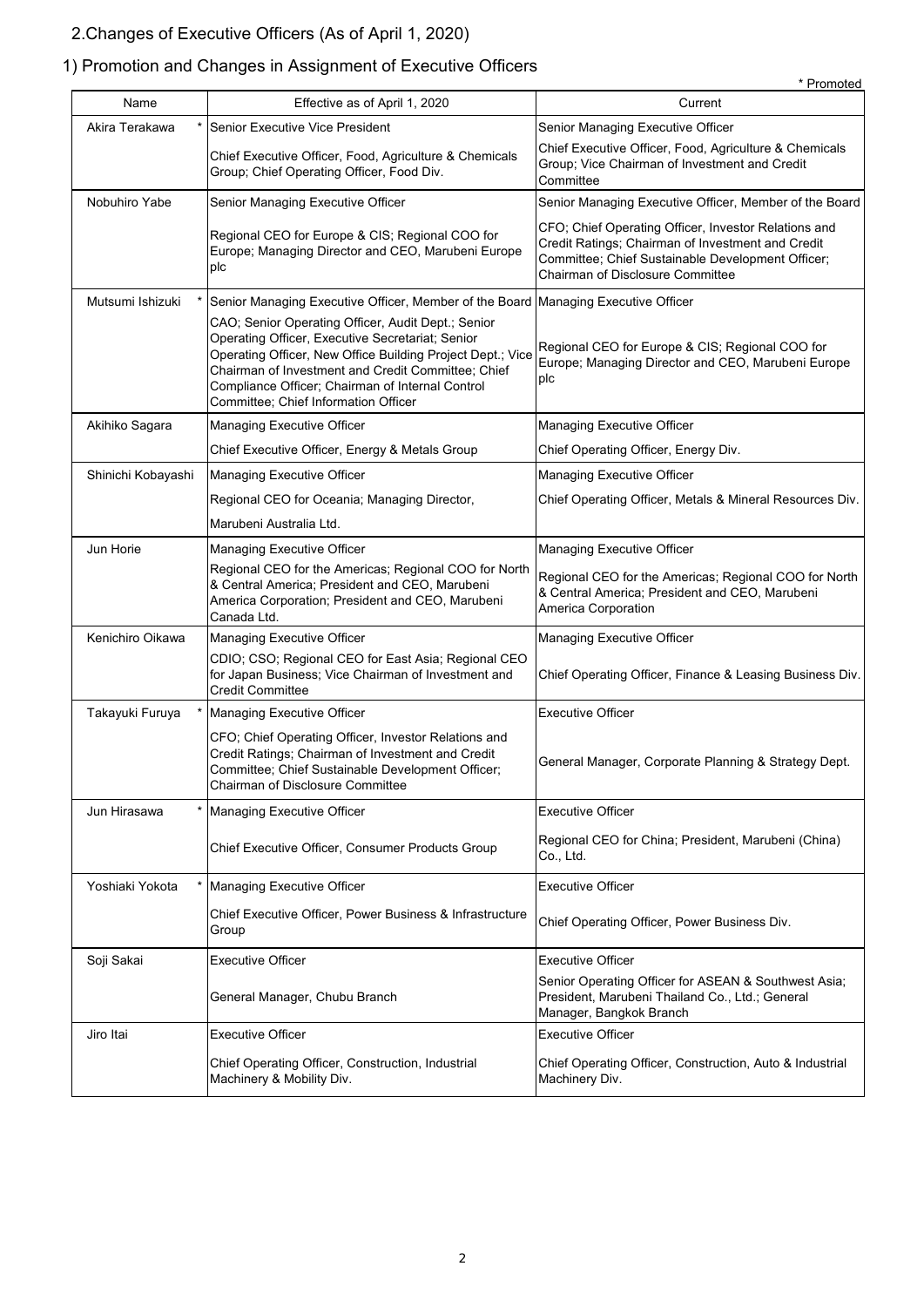## 2.Changes of Executive Officers (As of April 1, 2020)

### 1) Promotion and Changes in Assignment of Executive Officers

\* Promoted

| Name | Effective as of April 1, 2020 | Current |
|---|---|---|
| Akira Terakawa * | Senior Executive Vice President<br>Chief Executive Officer, Food, Agriculture & Chemicals Group; Chief Operating Officer, Food Div. | Senior Managing Executive Officer<br>Chief Executive Officer, Food, Agriculture & Chemicals Group; Vice Chairman of Investment and Credit Committee |
| Nobuhiro Yabe | Senior Managing Executive Officer<br>Regional CEO for Europe & CIS; Regional COO for Europe; Managing Director and CEO, Marubeni Europe plc | Senior Managing Executive Officer, Member of the Board<br>CFO; Chief Operating Officer, Investor Relations and Credit Ratings; Chairman of Investment and Credit Committee; Chief Sustainable Development Officer; Chairman of Disclosure Committee |
| Mutsumi Ishizuki * | Senior Managing Executive Officer, Member of the Board<br>CAO; Senior Operating Officer, Audit Dept.; Senior Operating Officer, Executive Secretariat; Senior Operating Officer, New Office Building Project Dept.; Vice Chairman of Investment and Credit Committee; Chief Compliance Officer; Chairman of Internal Control Committee; Chief Information Officer | Managing Executive Officer<br>Regional CEO for Europe & CIS; Regional COO for Europe; Managing Director and CEO, Marubeni Europe plc |
| Akihiko Sagara | Managing Executive Officer<br>Chief Executive Officer, Energy & Metals Group | Managing Executive Officer<br>Chief Operating Officer, Energy Div. |
| Shinichi Kobayashi | Managing Executive Officer<br>Regional CEO for Oceania; Managing Director, Marubeni Australia Ltd. | Managing Executive Officer<br>Chief Operating Officer, Metals & Mineral Resources Div. |
| Jun Horie | Managing Executive Officer<br>Regional CEO for the Americas; Regional COO for North & Central America; President and CEO, Marubeni America Corporation; President and CEO, Marubeni Canada Ltd. | Managing Executive Officer<br>Regional CEO for the Americas; Regional COO for North & Central America; President and CEO, Marubeni America Corporation |
| Kenichiro Oikawa | Managing Executive Officer<br>CDIO; CSO; Regional CEO for East Asia; Regional CEO for Japan Business; Vice Chairman of Investment and Credit Committee | Managing Executive Officer<br>Chief Operating Officer, Finance & Leasing Business Div. |
| Takayuki Furuya * | Managing Executive Officer<br>CFO; Chief Operating Officer, Investor Relations and Credit Ratings; Chairman of Investment and Credit Committee; Chief Sustainable Development Officer; Chairman of Disclosure Committee | Executive Officer<br>General Manager, Corporate Planning & Strategy Dept. |
| Jun Hirasawa * | Managing Executive Officer<br>Chief Executive Officer, Consumer Products Group | Executive Officer<br>Regional CEO for China; President, Marubeni (China) Co., Ltd. |
| Yoshiaki Yokota * | Managing Executive Officer<br>Chief Executive Officer, Power Business & Infrastructure Group | Executive Officer<br>Chief Operating Officer, Power Business Div. |
| Soji Sakai | Executive Officer<br>General Manager, Chubu Branch | Executive Officer<br>Senior Operating Officer for ASEAN & Southwest Asia; President, Marubeni Thailand Co., Ltd.; General Manager, Bangkok Branch |
| Jiro Itai | Executive Officer<br>Chief Operating Officer, Construction, Industrial Machinery & Mobility Div. | Executive Officer<br>Chief Operating Officer, Construction, Auto & Industrial Machinery Div. |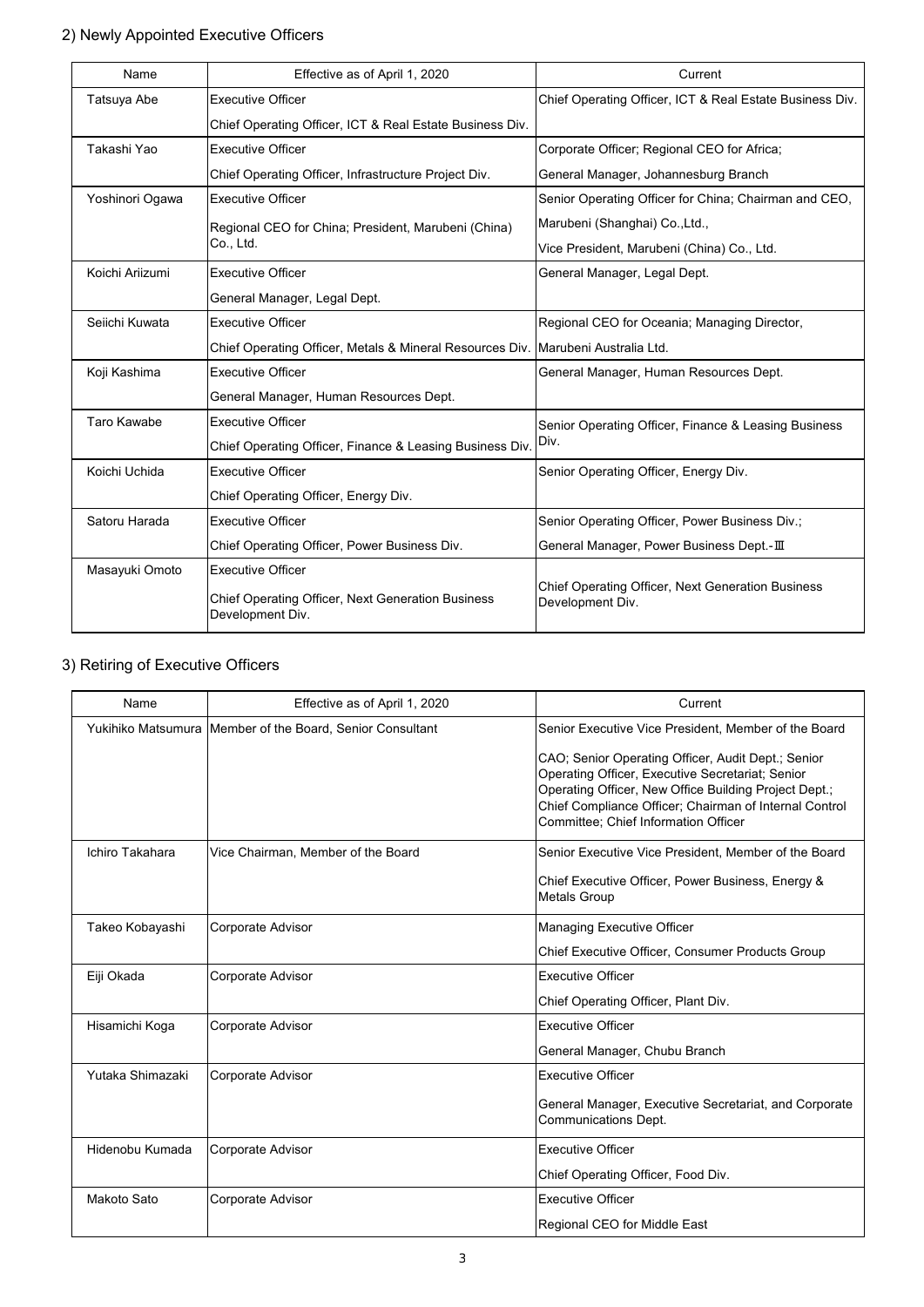## 2) Newly Appointed Executive Officers

| Name | Effective as of April 1, 2020 | Current |
|---|---|---|
| Tatsuya Abe | Executive Officer<br>Chief Operating Officer, ICT & Real Estate Business Div. | Chief Operating Officer, ICT & Real Estate Business Div. |
| Takashi Yao | Executive Officer<br>Chief Operating Officer, Infrastructure Project Div. | Corporate Officer; Regional CEO for Africa;<br>General Manager, Johannesburg Branch |
| Yoshinori Ogawa | Executive Officer<br>Regional CEO for China; President, Marubeni (China) Co., Ltd. | Senior Operating Officer for China; Chairman and CEO, Marubeni (Shanghai) Co.,Ltd.,<br>Vice President, Marubeni (China) Co., Ltd. |
| Koichi Ariizumi | Executive Officer<br>General Manager, Legal Dept. | General Manager, Legal Dept. |
| Seiichi Kuwata | Executive Officer<br>Chief Operating Officer, Metals & Mineral Resources Div. | Regional CEO for Oceania; Managing Director, Marubeni Australia Ltd. |
| Koji Kashima | Executive Officer<br>General Manager, Human Resources Dept. | General Manager, Human Resources Dept. |
| Taro Kawabe | Executive Officer<br>Chief Operating Officer, Finance & Leasing Business Div. | Senior Operating Officer, Finance & Leasing Business Div. |
| Koichi Uchida | Executive Officer<br>Chief Operating Officer, Energy Div. | Senior Operating Officer, Energy Div. |
| Satoru Harada | Executive Officer<br>Chief Operating Officer, Power Business Div. | Senior Operating Officer, Power Business Div.;<br>General Manager, Power Business Dept.-Ⅲ |
| Masayuki Omoto | Executive Officer<br>Chief Operating Officer, Next Generation Business Development Div. | Chief Operating Officer, Next Generation Business Development Div. |

## 3) Retiring of Executive Officers

| Name | Effective as of April 1, 2020 | Current |
|---|---|---|
| Yukihiko Matsumura | Member of the Board, Senior Consultant | Senior Executive Vice President, Member of the Board<br>CAO; Senior Operating Officer, Audit Dept.; Senior Operating Officer, Executive Secretariat; Senior Operating Officer, New Office Building Project Dept.; Chief Compliance Officer; Chairman of Internal Control Committee; Chief Information Officer |
| Ichiro Takahara | Vice Chairman, Member of the Board | Senior Executive Vice President, Member of the Board<br>Chief Executive Officer, Power Business, Energy & Metals Group |
| Takeo Kobayashi | Corporate Advisor | Managing Executive Officer<br>Chief Executive Officer, Consumer Products Group |
| Eiji Okada | Corporate Advisor | Executive Officer<br>Chief Operating Officer, Plant Div. |
| Hisamichi Koga | Corporate Advisor | Executive Officer<br>General Manager, Chubu Branch |
| Yutaka Shimazaki | Corporate Advisor | Executive Officer<br>General Manager, Executive Secretariat, and Corporate Communications Dept. |
| Hidenobu Kumada | Corporate Advisor | Executive Officer<br>Chief Operating Officer, Food Div. |
| Makoto Sato | Corporate Advisor | Executive Officer<br>Regional CEO for Middle East |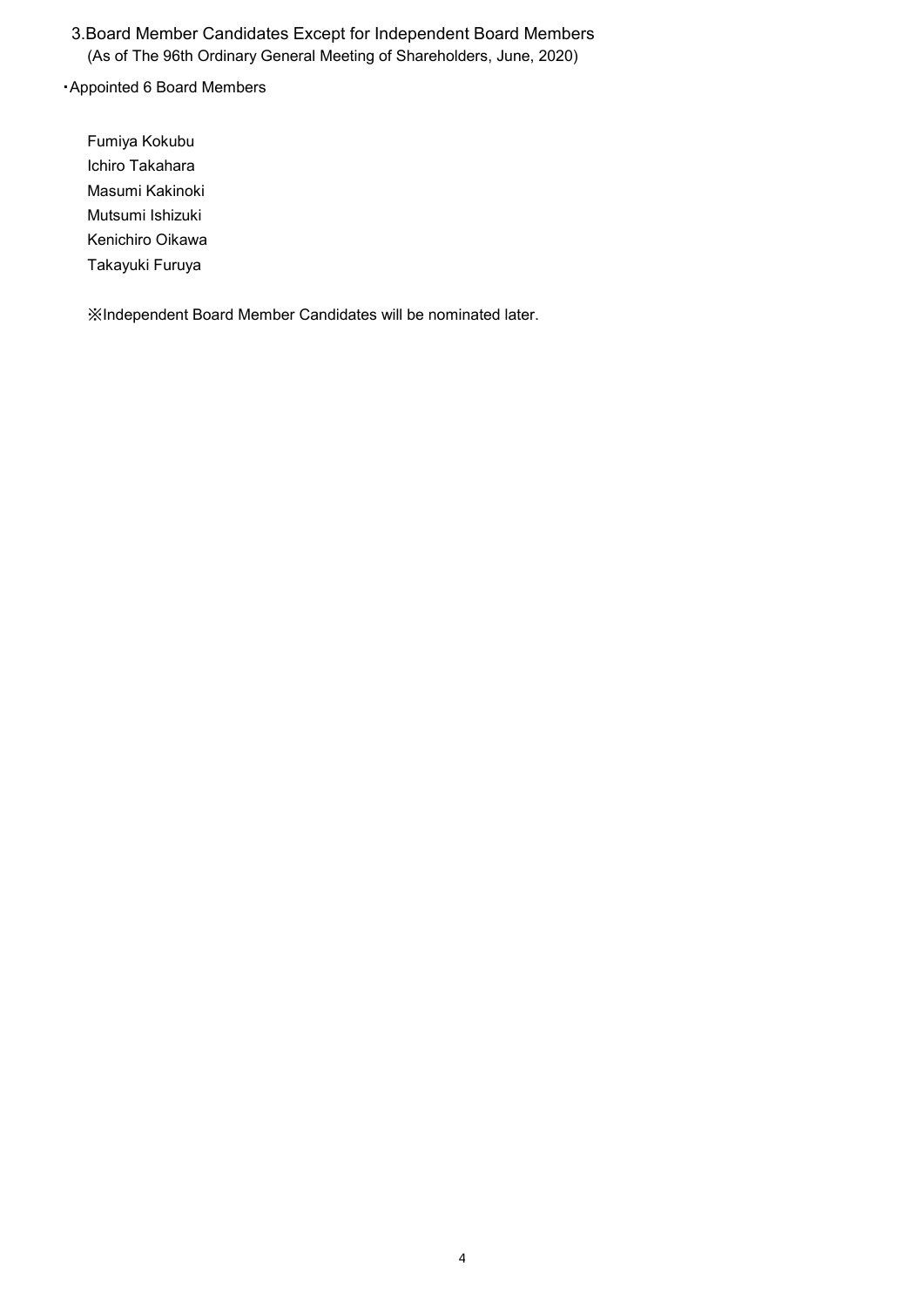## 3.Board Member Candidates Except for Independent Board Members

(As of The 96th Ordinary General Meeting of Shareholders, June, 2020)

・Appointed 6 Board Members

Fumiya Kokubu
Ichiro Takahara
Masumi Kakinoki
Mutsumi Ishizuki
Kenichiro Oikawa
Takayuki Furuya

※Independent Board Member Candidates will be nominated later.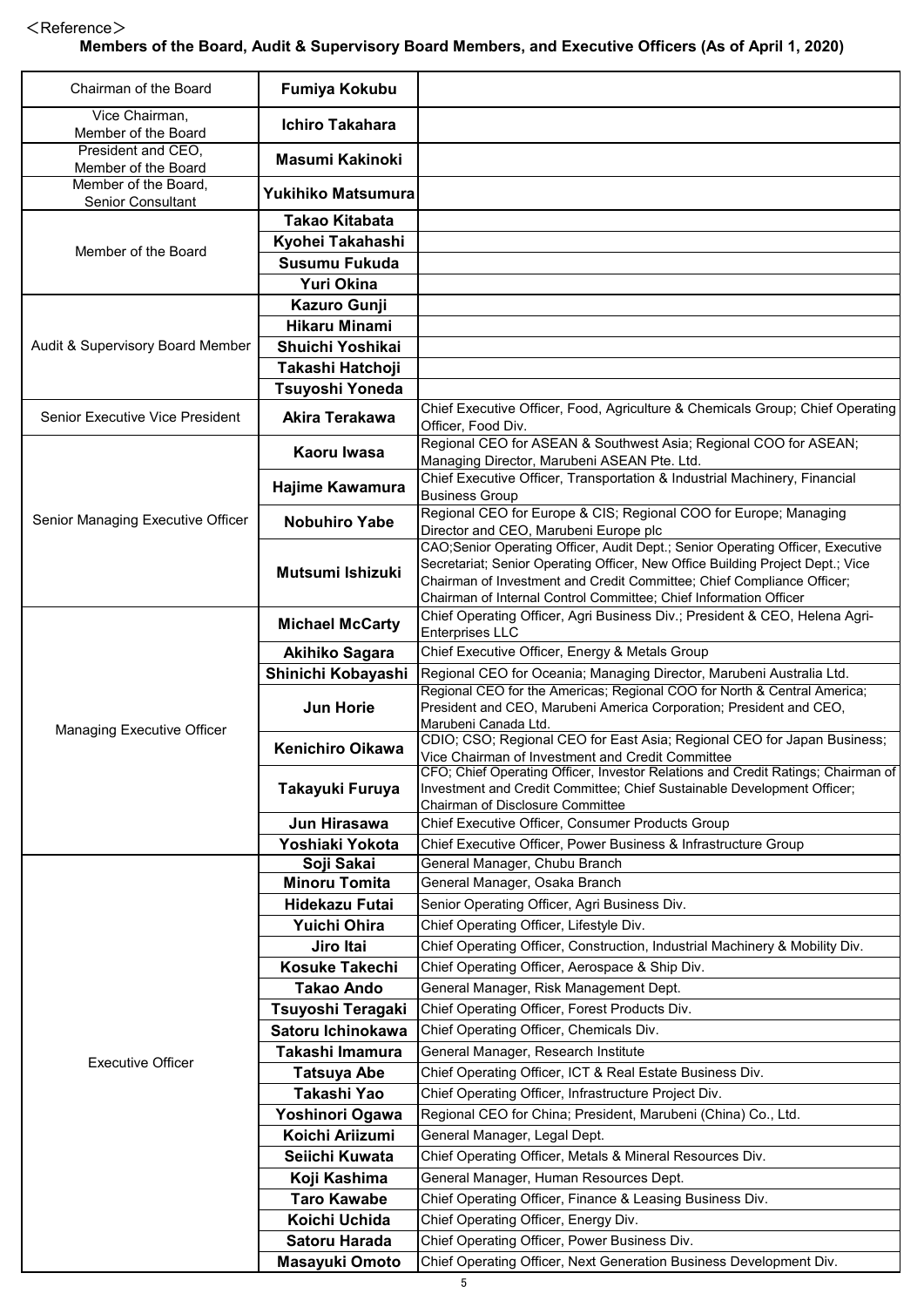＜Reference＞

**Members of the Board, Audit & Supervisory Board Members, and Executive Officers (As of April 1, 2020)**

| Position | Name | Responsibilities |
|---|---|---|
| Chairman of the Board | **Fumiya Kokubu** | |
| Vice Chairman, Member of the Board | **Ichiro Takahara** | |
| President and CEO, Member of the Board | **Masumi Kakinoki** | |
| Member of the Board, Senior Consultant | **Yukihiko Matsumura** | |
| Member of the Board | **Takao Kitabata** | |
| | **Kyohei Takahashi** | |
| | **Susumu Fukuda** | |
| | **Yuri Okina** | |
| Audit & Supervisory Board Member | **Kazuro Gunji** | |
| | **Hikaru Minami** | |
| | **Shuichi Yoshikai** | |
| | **Takashi Hatchoji** | |
| | **Tsuyoshi Yoneda** | |
| Senior Executive Vice President | **Akira Terakawa** | Chief Executive Officer, Food, Agriculture & Chemicals Group; Chief Operating Officer, Food Div. |
| Senior Managing Executive Officer | **Kaoru Iwasa** | Regional CEO for ASEAN & Southwest Asia; Regional COO for ASEAN; Managing Director, Marubeni ASEAN Pte. Ltd. |
| | **Hajime Kawamura** | Chief Executive Officer, Transportation & Industrial Machinery, Financial Business Group |
| | **Nobuhiro Yabe** | Regional CEO for Europe & CIS; Regional COO for Europe; Managing Director and CEO, Marubeni Europe plc |
| | **Mutsumi Ishizuki** | CAO;Senior Operating Officer, Audit Dept.; Senior Operating Officer, Executive Secretariat; Senior Operating Officer, New Office Building Project Dept.; Vice Chairman of Investment and Credit Committee; Chief Compliance Officer; Chairman of Internal Control Committee; Chief Information Officer |
| Managing Executive Officer | **Michael McCarty** | Chief Operating Officer, Agri Business Div.; President & CEO, Helena Agri-Enterprises LLC |
| | **Akihiko Sagara** | Chief Executive Officer, Energy & Metals Group |
| | **Shinichi Kobayashi** | Regional CEO for Oceania; Managing Director, Marubeni Australia Ltd. |
| | **Jun Horie** | Regional CEO for the Americas; Regional COO for North & Central America; President and CEO, Marubeni America Corporation; President and CEO, Marubeni Canada Ltd. |
| | **Kenichiro Oikawa** | CDIO; CSO; Regional CEO for East Asia; Regional CEO for Japan Business; Vice Chairman of Investment and Credit Committee |
| | **Takayuki Furuya** | CFO; Chief Operating Officer, Investor Relations and Credit Ratings; Chairman of Investment and Credit Committee; Chief Sustainable Development Officer; Chairman of Disclosure Committee |
| | **Jun Hirasawa** | Chief Executive Officer, Consumer Products Group |
| | **Yoshiaki Yokota** | Chief Executive Officer, Power Business & Infrastructure Group |
| Executive Officer | **Soji Sakai** | General Manager, Chubu Branch |
| | **Minoru Tomita** | General Manager, Osaka Branch |
| | **Hidekazu Futai** | Senior Operating Officer, Agri Business Div. |
| | **Yuichi Ohira** | Chief Operating Officer, Lifestyle Div. |
| | **Jiro Itai** | Chief Operating Officer, Construction, Industrial Machinery & Mobility Div. |
| | **Kosuke Takechi** | Chief Operating Officer, Aerospace & Ship Div. |
| | **Takao Ando** | General Manager, Risk Management Dept. |
| | **Tsuyoshi Teragaki** | Chief Operating Officer, Forest Products Div. |
| | **Satoru Ichinokawa** | Chief Operating Officer, Chemicals Div. |
| | **Takashi Imamura** | General Manager, Research Institute |
| | **Tatsuya Abe** | Chief Operating Officer, ICT & Real Estate Business Div. |
| | **Takashi Yao** | Chief Operating Officer, Infrastructure Project Div. |
| | **Yoshinori Ogawa** | Regional CEO for China; President, Marubeni (China) Co., Ltd. |
| | **Koichi Ariizumi** | General Manager, Legal Dept. |
| | **Seiichi Kuwata** | Chief Operating Officer, Metals & Mineral Resources Div. |
| | **Koji Kashima** | General Manager, Human Resources Dept. |
| | **Taro Kawabe** | Chief Operating Officer, Finance & Leasing Business Div. |
| | **Koichi Uchida** | Chief Operating Officer, Energy Div. |
| | **Satoru Harada** | Chief Operating Officer, Power Business Div. |
| | **Masayuki Omoto** | Chief Operating Officer, Next Generation Business Development Div. |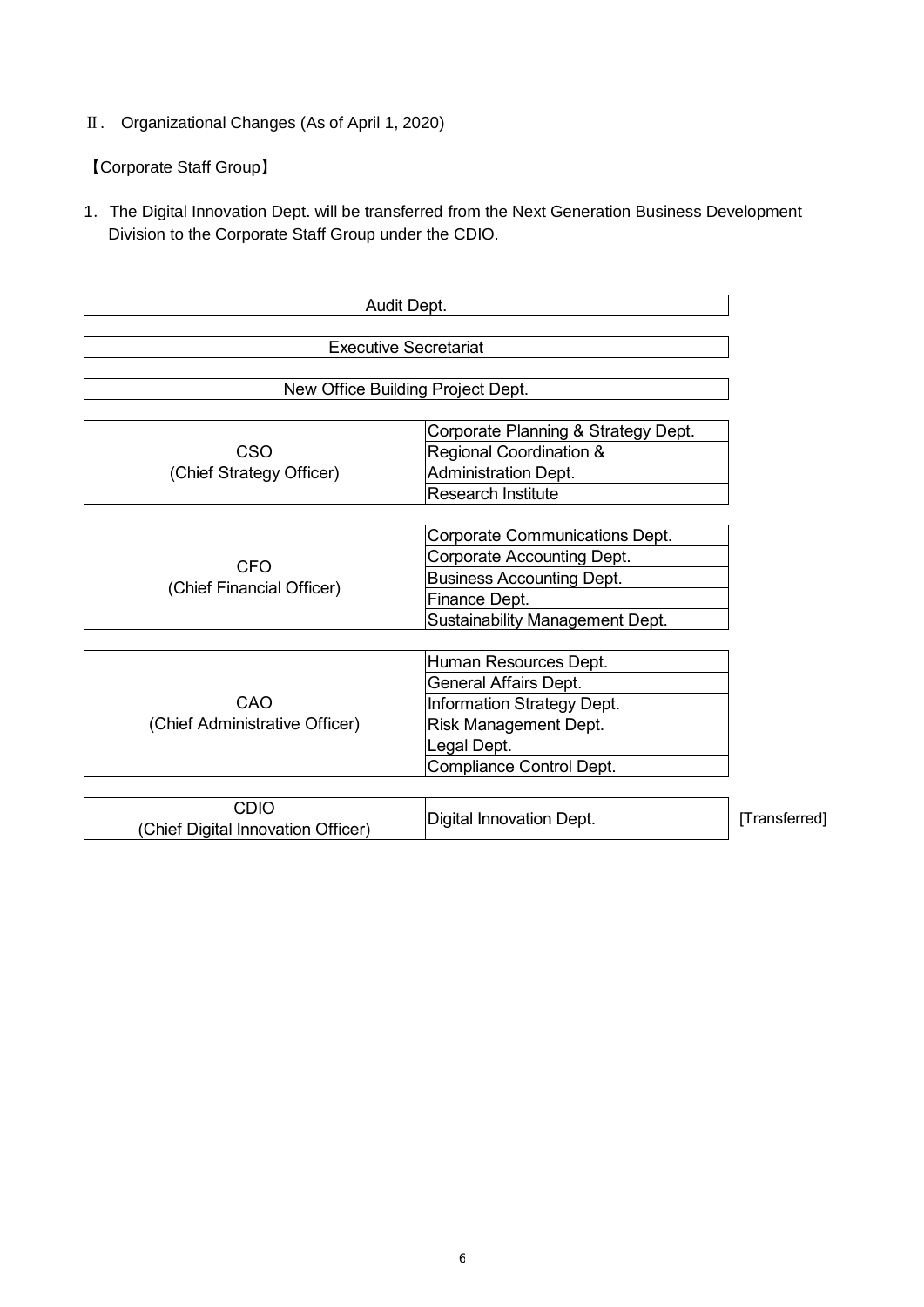## Ⅱ. Organizational Changes (As of April 1, 2020)

### 【Corporate Staff Group】

1. The Digital Innovation Dept. will be transferred from the Next Generation Business Development Division to the Corporate Staff Group under the CDIO.

| Officer | Department | Note |
|---|---|---|
| Audit Dept. | | |
| Executive Secretariat | | |
| New Office Building Project Dept. | | |
| CSO (Chief Strategy Officer) | Corporate Planning & Strategy Dept. | |
| | Regional Coordination & Administration Dept. | |
| | Research Institute | |
| CFO (Chief Financial Officer) | Corporate Communications Dept. | |
| | Corporate Accounting Dept. | |
| | Business Accounting Dept. | |
| | Finance Dept. | |
| | Sustainability Management Dept. | |
| CAO (Chief Administrative Officer) | Human Resources Dept. | |
| | General Affairs Dept. | |
| | Information Strategy Dept. | |
| | Risk Management Dept. | |
| | Legal Dept. | |
| | Compliance Control Dept. | |
| CDIO (Chief Digital Innovation Officer) | Digital Innovation Dept. | [Transferred] |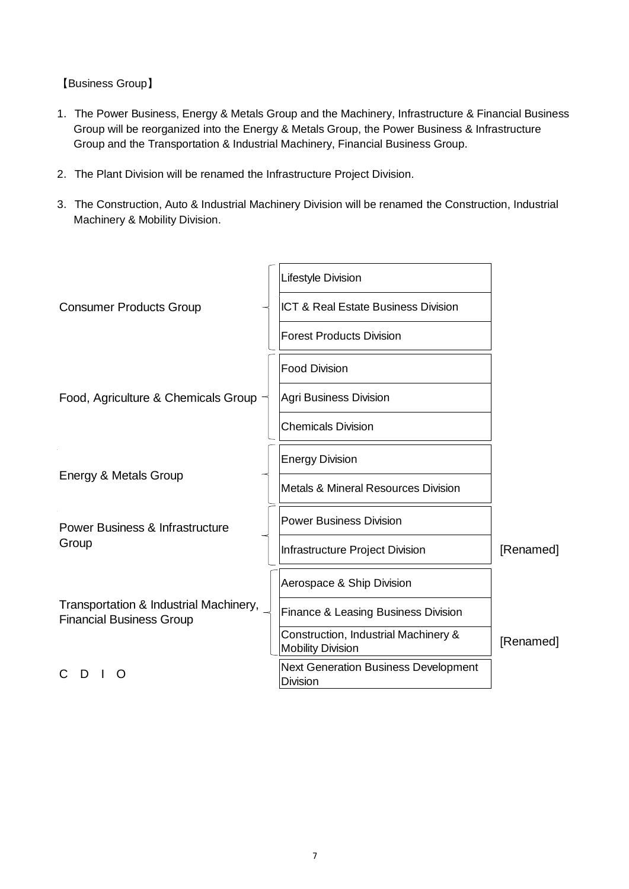【Business Group】

1. The Power Business, Energy & Metals Group and the Machinery, Infrastructure & Financial Business Group will be reorganized into the Energy & Metals Group, the Power Business & Infrastructure Group and the Transportation & Industrial Machinery, Financial Business Group.

2. The Plant Division will be renamed the Infrastructure Project Division.

3. The Construction, Auto & Industrial Machinery Division will be renamed the Construction, Industrial Machinery & Mobility Division.

| Group | Division | |
|---|---|---|
| Consumer Products Group | Lifestyle Division | |
| | ICT & Real Estate Business Division | |
| | Forest Products Division | |
| Food, Agriculture & Chemicals Group | Food Division | |
| | Agri Business Division | |
| | Chemicals Division | |
| Energy & Metals Group | Energy Division | |
| | Metals & Mineral Resources Division | |
| Power Business & Infrastructure Group | Power Business Division | |
| | Infrastructure Project Division | [Renamed] |
| Transportation & Industrial Machinery, Financial Business Group | Aerospace & Ship Division | |
| | Finance & Leasing Business Division | |
| | Construction, Industrial Machinery & Mobility Division | [Renamed] |
| CDIO | Next Generation Business Development Division | |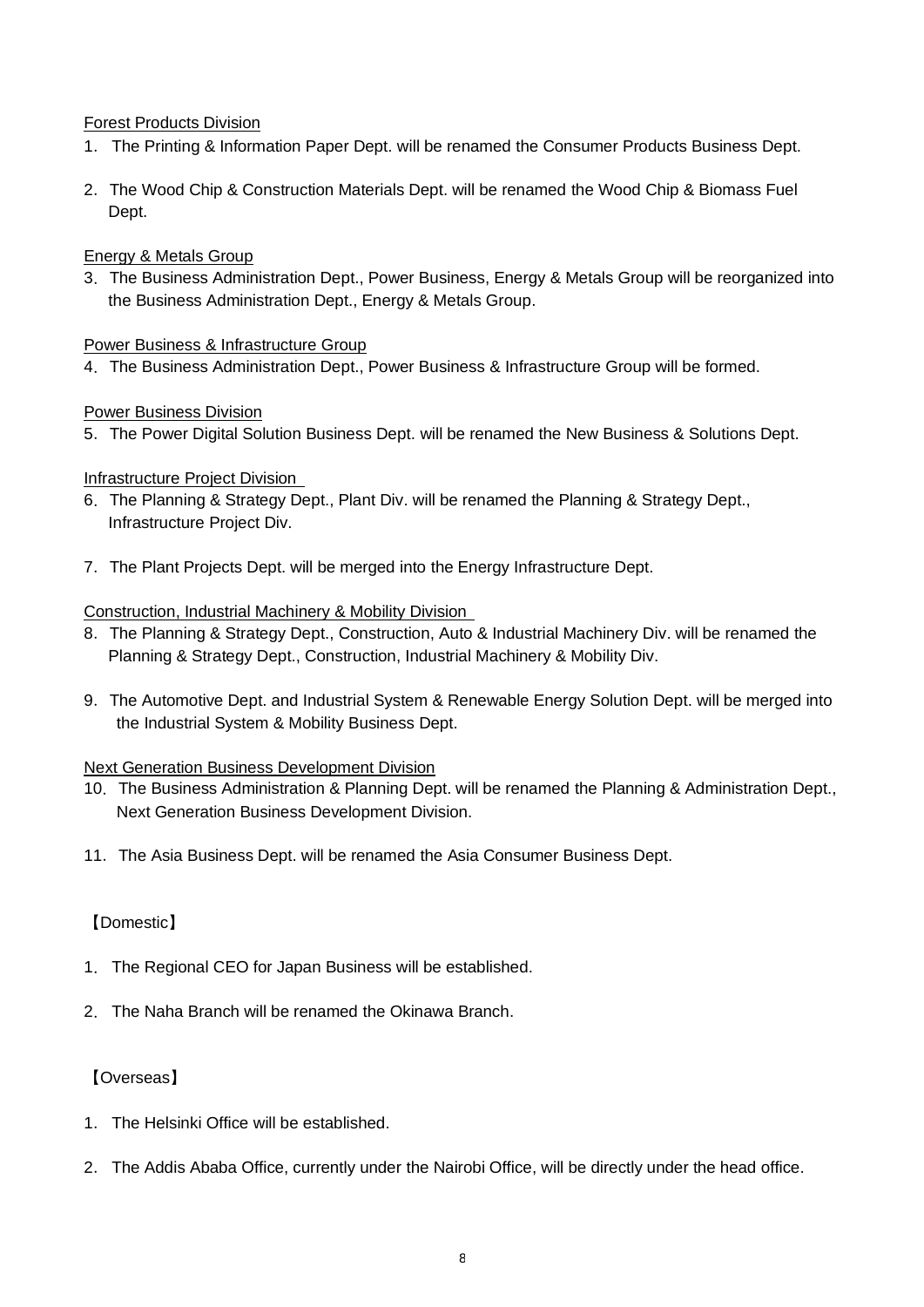Forest Products Division

1. The Printing & Information Paper Dept. will be renamed the Consumer Products Business Dept.

2. The Wood Chip & Construction Materials Dept. will be renamed the Wood Chip & Biomass Fuel Dept.

Energy & Metals Group

3. The Business Administration Dept., Power Business, Energy & Metals Group will be reorganized into the Business Administration Dept., Energy & Metals Group.

Power Business & Infrastructure Group

4. The Business Administration Dept., Power Business & Infrastructure Group will be formed.

Power Business Division

5. The Power Digital Solution Business Dept. will be renamed the New Business & Solutions Dept.

Infrastructure Project Division

6. The Planning & Strategy Dept., Plant Div. will be renamed the Planning & Strategy Dept., Infrastructure Project Div.

7. The Plant Projects Dept. will be merged into the Energy Infrastructure Dept.

Construction, Industrial Machinery & Mobility Division

8. The Planning & Strategy Dept., Construction, Auto & Industrial Machinery Div. will be renamed the Planning & Strategy Dept., Construction, Industrial Machinery & Mobility Div.

9. The Automotive Dept. and Industrial System & Renewable Energy Solution Dept. will be merged into the Industrial System & Mobility Business Dept.

Next Generation Business Development Division

10. The Business Administration & Planning Dept. will be renamed the Planning & Administration Dept., Next Generation Business Development Division.

11. The Asia Business Dept. will be renamed the Asia Consumer Business Dept.

【Domestic】

1. The Regional CEO for Japan Business will be established.

2. The Naha Branch will be renamed the Okinawa Branch.

【Overseas】

1. The Helsinki Office will be established.

2. The Addis Ababa Office, currently under the Nairobi Office, will be directly under the head office.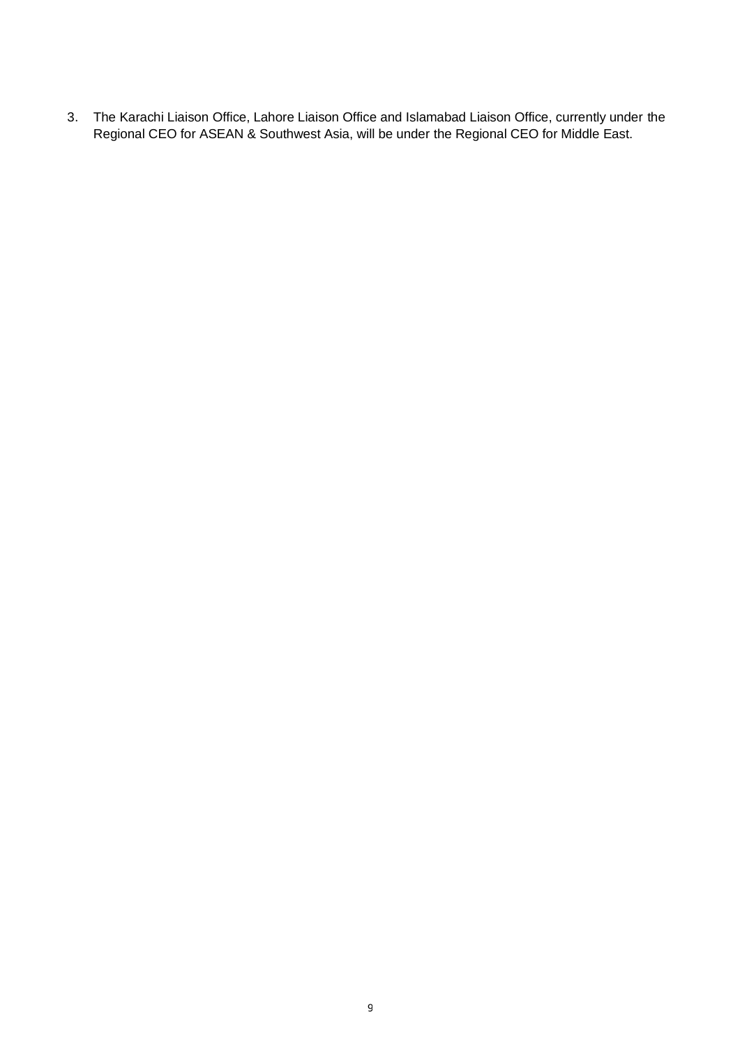3. The Karachi Liaison Office, Lahore Liaison Office and Islamabad Liaison Office, currently under the Regional CEO for ASEAN & Southwest Asia, will be under the Regional CEO for Middle East.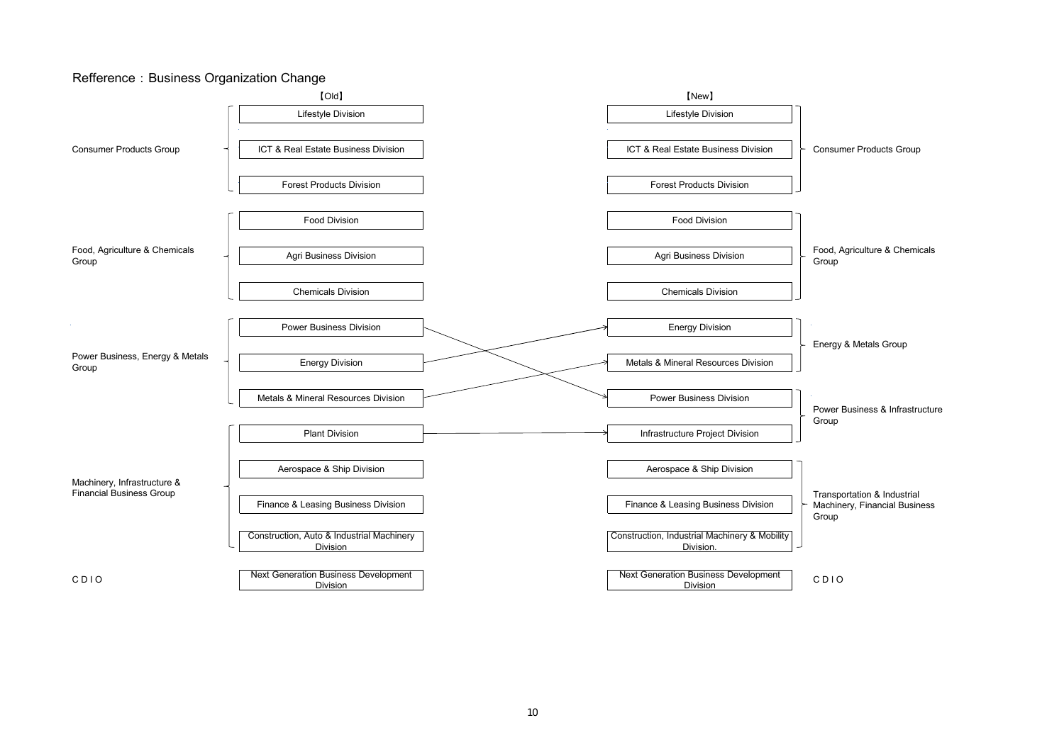## Refference：Business Organization Change

| 【Old】 Group | 【Old】 Division | 【New】 Division | 【New】 Group |
|---|---|---|---|
| Consumer Products Group | Lifestyle Division | Lifestyle Division | Consumer Products Group |
| | ICT & Real Estate Business Division | ICT & Real Estate Business Division | |
| | Forest Products Division | Forest Products Division | |
| Food, Agriculture & Chemicals Group | Food Division | Food Division | Food, Agriculture & Chemicals Group |
| | Agri Business Division | Agri Business Division | |
| | Chemicals Division | Chemicals Division | |
| Power Business, Energy & Metals Group | Power Business Division | Energy Division | Energy & Metals Group |
| | Energy Division | Metals & Mineral Resources Division | |
| | Metals & Mineral Resources Division | Power Business Division | Power Business & Infrastructure Group |
| Machinery, Infrastructure & Financial Business Group | Plant Division | Infrastructure Project Division | |
| | Aerospace & Ship Division | Aerospace & Ship Division | Transportation & Industrial Machinery, Financial Business Group |
| | Finance & Leasing Business Division | Finance & Leasing Business Division | |
| | Construction, Auto & Industrial Machinery Division | Construction, Industrial Machinery & Mobility Division. | |
| C D I O | Next Generation Business Development Division | Next Generation Business Development Division | C D I O |

Mapping of changed divisions (Old → New):

- Power Business Division → Power Business Division
- Energy Division → Energy Division
- Metals & Mineral Resources Division → Metals & Mineral Resources Division
- Plant Division → Infrastructure Project Division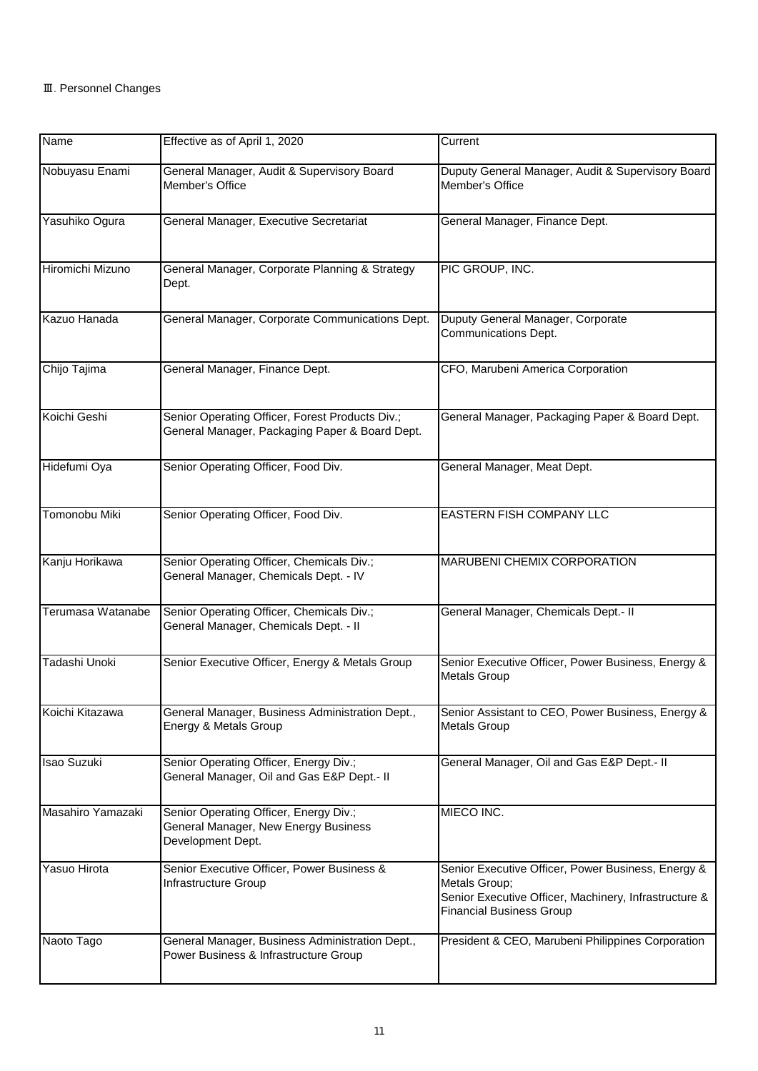Ⅲ. Personnel Changes

| Name | Effective as of April 1, 2020 | Current |
|---|---|---|
| Nobuyasu Enami | General Manager, Audit & Supervisory Board Member's Office | Duputy General Manager, Audit & Supervisory Board Member's Office |
| Yasuhiko Ogura | General Manager, Executive Secretariat | General Manager, Finance Dept. |
| Hiromichi Mizuno | General Manager, Corporate Planning & Strategy Dept. | PIC GROUP, INC. |
| Kazuo Hanada | General Manager, Corporate Communications Dept. | Duputy General Manager, Corporate Communications Dept. |
| Chijo Tajima | General Manager, Finance Dept. | CFO, Marubeni America Corporation |
| Koichi Geshi | Senior Operating Officer, Forest Products Div.; General Manager, Packaging Paper & Board Dept. | General Manager, Packaging Paper & Board Dept. |
| Hidefumi Oya | Senior Operating Officer, Food Div. | General Manager, Meat Dept. |
| Tomonobu Miki | Senior Operating Officer, Food Div. | EASTERN FISH COMPANY LLC |
| Kanju Horikawa | Senior Operating Officer, Chemicals Div.; General Manager, Chemicals Dept. - IV | MARUBENI CHEMIX CORPORATION |
| Terumasa Watanabe | Senior Operating Officer, Chemicals Div.; General Manager, Chemicals Dept. - II | General Manager, Chemicals Dept.- II |
| Tadashi Unoki | Senior Executive Officer, Energy & Metals Group | Senior Executive Officer, Power Business, Energy & Metals Group |
| Koichi Kitazawa | General Manager, Business Administration Dept., Energy & Metals Group | Senior Assistant to CEO, Power Business, Energy & Metals Group |
| Isao Suzuki | Senior Operating Officer, Energy Div.; General Manager, Oil and Gas E&P Dept.- II | General Manager, Oil and Gas E&P Dept.- II |
| Masahiro Yamazaki | Senior Operating Officer, Energy Div.; General Manager, New Energy Business Development Dept. | MIECO INC. |
| Yasuo Hirota | Senior Executive Officer, Power Business & Infrastructure Group | Senior Executive Officer, Power Business, Energy & Metals Group; Senior Executive Officer, Machinery, Infrastructure & Financial Business Group |
| Naoto Tago | General Manager, Business Administration Dept., Power Business & Infrastructure Group | President & CEO, Marubeni Philippines Corporation |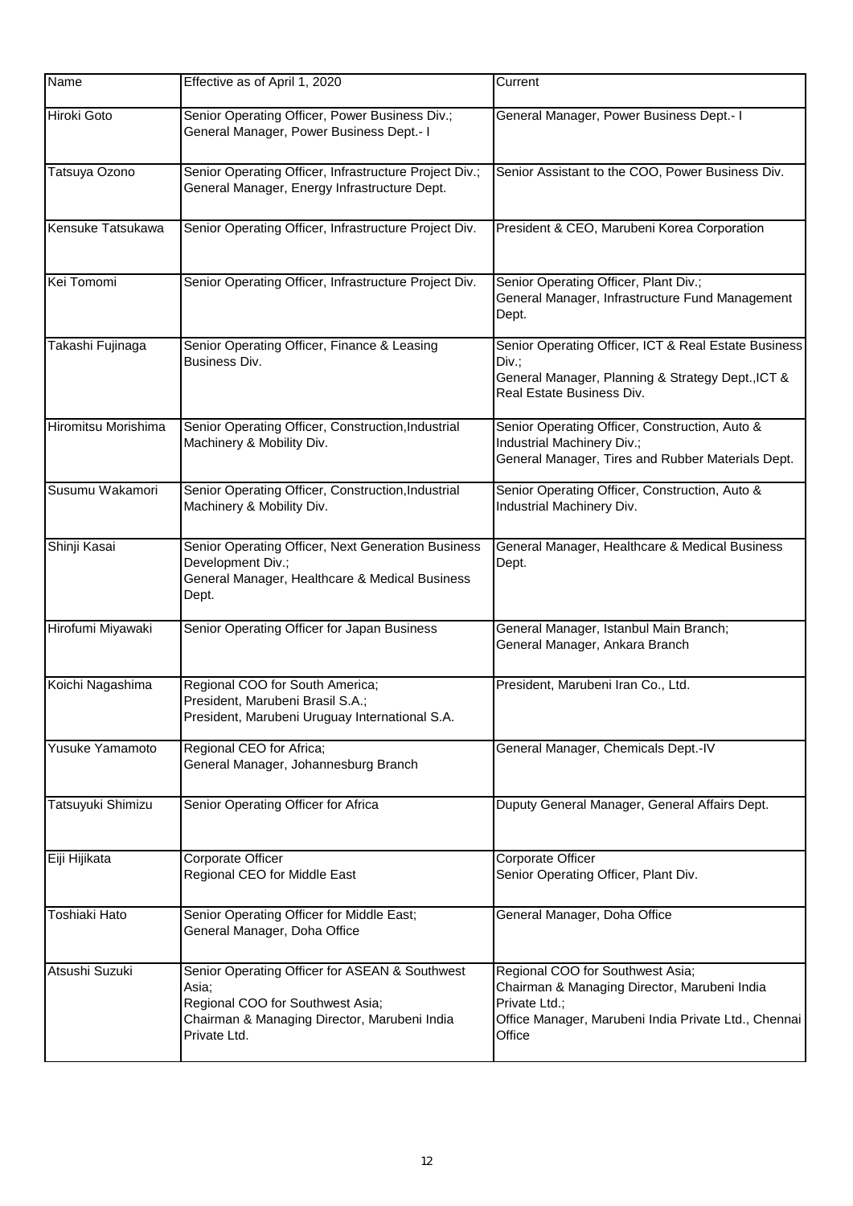| Name | Effective as of April 1, 2020 | Current |
| --- | --- | --- |
| Hiroki Goto | Senior Operating Officer, Power Business Div.; General Manager, Power Business Dept.- I | General Manager, Power Business Dept.- I |
| Tatsuya Ozono | Senior Operating Officer, Infrastructure Project Div.; General Manager, Energy Infrastructure Dept. | Senior Assistant to the COO, Power Business Div. |
| Kensuke Tatsukawa | Senior Operating Officer, Infrastructure Project Div. | President & CEO, Marubeni Korea Corporation |
| Kei Tomomi | Senior Operating Officer, Infrastructure Project Div. | Senior Operating Officer, Plant Div.; General Manager, Infrastructure Fund Management Dept. |
| Takashi Fujinaga | Senior Operating Officer, Finance & Leasing Business Div. | Senior Operating Officer, ICT & Real Estate Business Div.; General Manager, Planning & Strategy Dept.,ICT & Real Estate Business Div. |
| Hiromitsu Morishima | Senior Operating Officer, Construction,Industrial Machinery & Mobility Div. | Senior Operating Officer, Construction, Auto & Industrial Machinery Div.; General Manager, Tires and Rubber Materials Dept. |
| Susumu Wakamori | Senior Operating Officer, Construction,Industrial Machinery & Mobility Div. | Senior Operating Officer, Construction, Auto & Industrial Machinery Div. |
| Shinji Kasai | Senior Operating Officer, Next Generation Business Development Div.; General Manager, Healthcare & Medical Business Dept. | General Manager, Healthcare & Medical Business Dept. |
| Hirofumi Miyawaki | Senior Operating Officer for Japan Business | General Manager, Istanbul Main Branch; General Manager, Ankara Branch |
| Koichi Nagashima | Regional COO for South America; President, Marubeni Brasil S.A.; President, Marubeni Uruguay International S.A. | President, Marubeni Iran Co., Ltd. |
| Yusuke Yamamoto | Regional CEO for Africa; General Manager, Johannesburg Branch | General Manager, Chemicals Dept.-IV |
| Tatsuyuki Shimizu | Senior Operating Officer for Africa | Duputy General Manager, General Affairs Dept. |
| Eiji Hijikata | Corporate Officer Regional CEO for Middle East | Corporate Officer Senior Operating Officer, Plant Div. |
| Toshiaki Hato | Senior Operating Officer for Middle East; General Manager, Doha Office | General Manager, Doha Office |
| Atsushi Suzuki | Senior Operating Officer for ASEAN & Southwest Asia; Regional COO for Southwest Asia; Chairman & Managing Director, Marubeni India Private Ltd. | Regional COO for Southwest Asia; Chairman & Managing Director, Marubeni India Private Ltd.; Office Manager, Marubeni India Private Ltd., Chennai Office |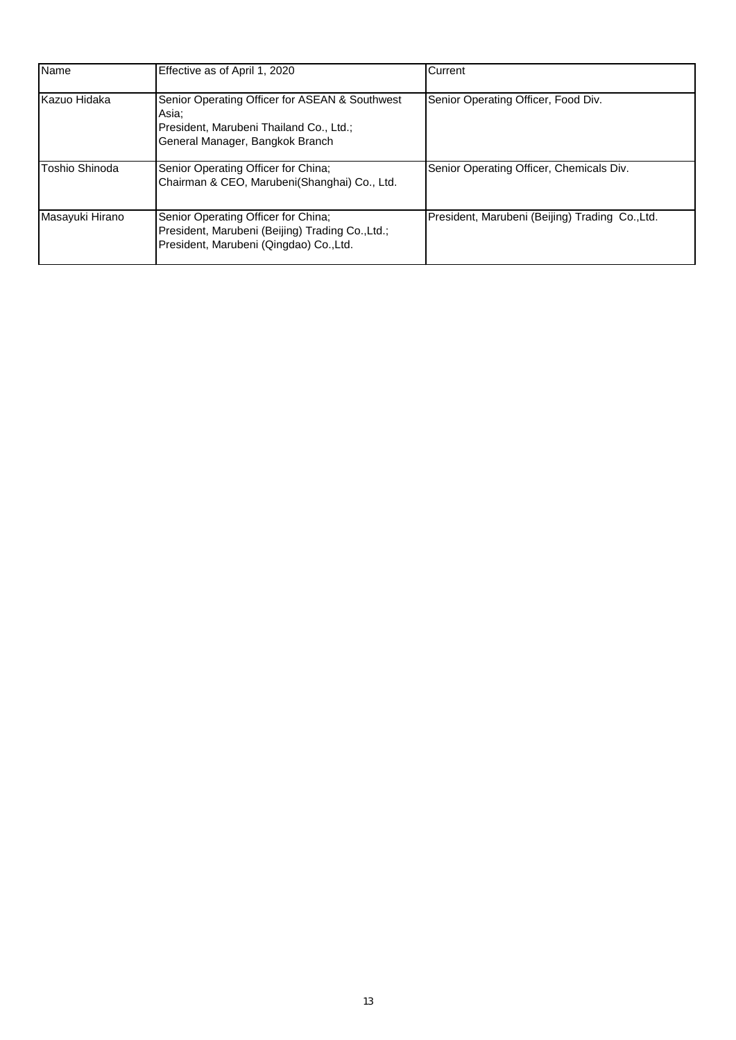| Name | Effective as of April 1, 2020 | Current |
|---|---|---|
| Kazuo Hidaka | Senior Operating Officer for ASEAN & Southwest Asia; President, Marubeni Thailand Co., Ltd.; General Manager, Bangkok Branch | Senior Operating Officer, Food Div. |
| Toshio Shinoda | Senior Operating Officer for China; Chairman & CEO, Marubeni(Shanghai) Co., Ltd. | Senior Operating Officer, Chemicals Div. |
| Masayuki Hirano | Senior Operating Officer for China; President, Marubeni (Beijing) Trading Co.,Ltd.; President, Marubeni (Qingdao) Co.,Ltd. | President, Marubeni (Beijing) Trading Co.,Ltd. |